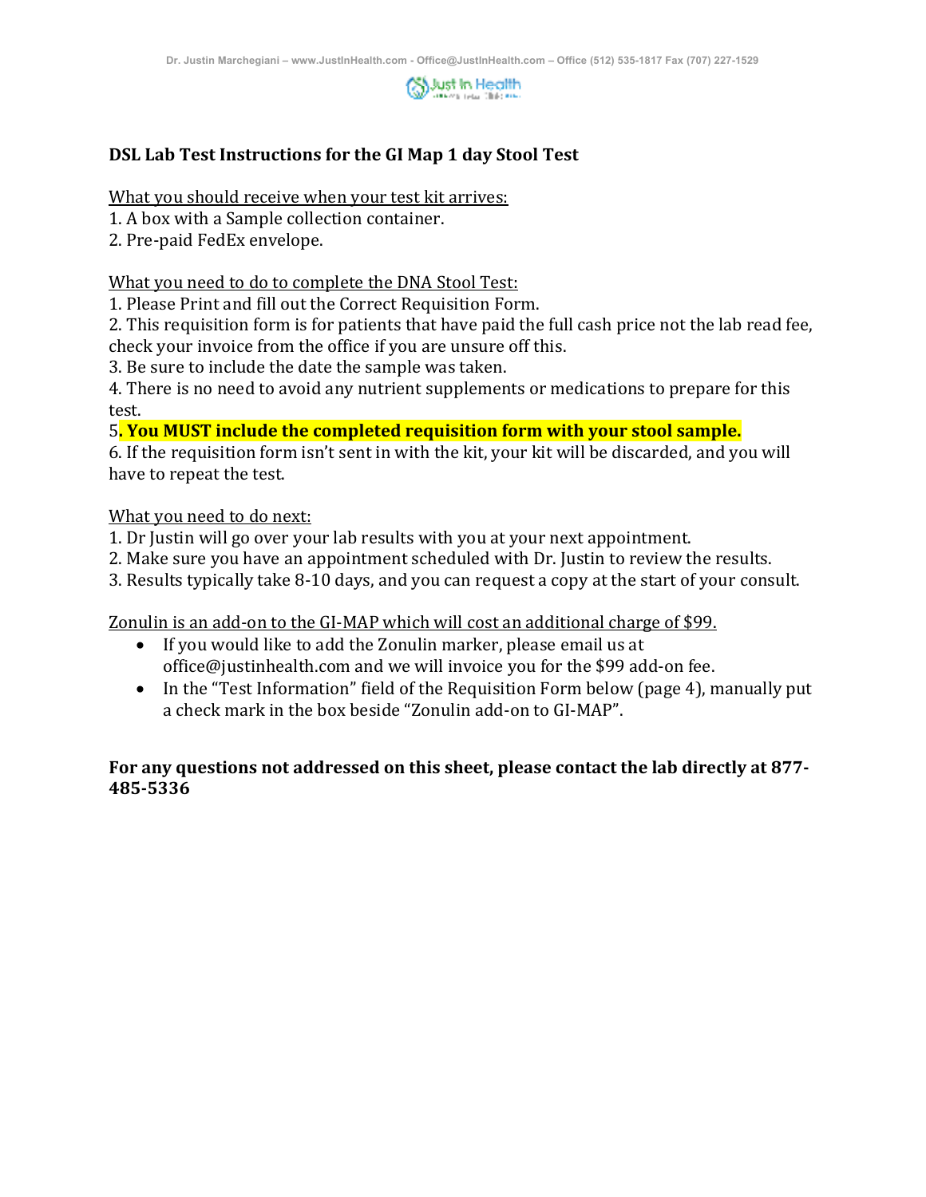## DSL Lab Test Instructions for the GI Map 1 day Stool Test

What you should receive when your test kit arrives:

1. A box with a Sample collection container.
2. Pre-paid FedEx envelope.

What you need to do to complete the DNA Stool Test:

1. Please Print and fill out the Correct Requisition Form.
2. This requisition form is for patients that have paid the full cash price not the lab read fee, check your invoice from the office if you are unsure off this.
3. Be sure to include the date the sample was taken.
4. There is no need to avoid any nutrient supplements or medications to prepare for this test.
5. **You MUST include the completed requisition form with your stool sample.**
6. If the requisition form isn't sent in with the kit, your kit will be discarded, and you will have to repeat the test.

What you need to do next:

1. Dr Justin will go over your lab results with you at your next appointment.
2. Make sure you have an appointment scheduled with Dr. Justin to review the results.
3. Results typically take 8-10 days, and you can request a copy at the start of your consult.

Zonulin is an add-on to the GI-MAP which will cost an additional charge of $99.

- If you would like to add the Zonulin marker, please email us at office@justinhealth.com and we will invoice you for the $99 add-on fee.
- In the "Test Information" field of the Requisition Form below (page 4), manually put a check mark in the box beside "Zonulin add-on to GI-MAP".

**For any questions not addressed on this sheet, please contact the lab directly at 877-485-5336**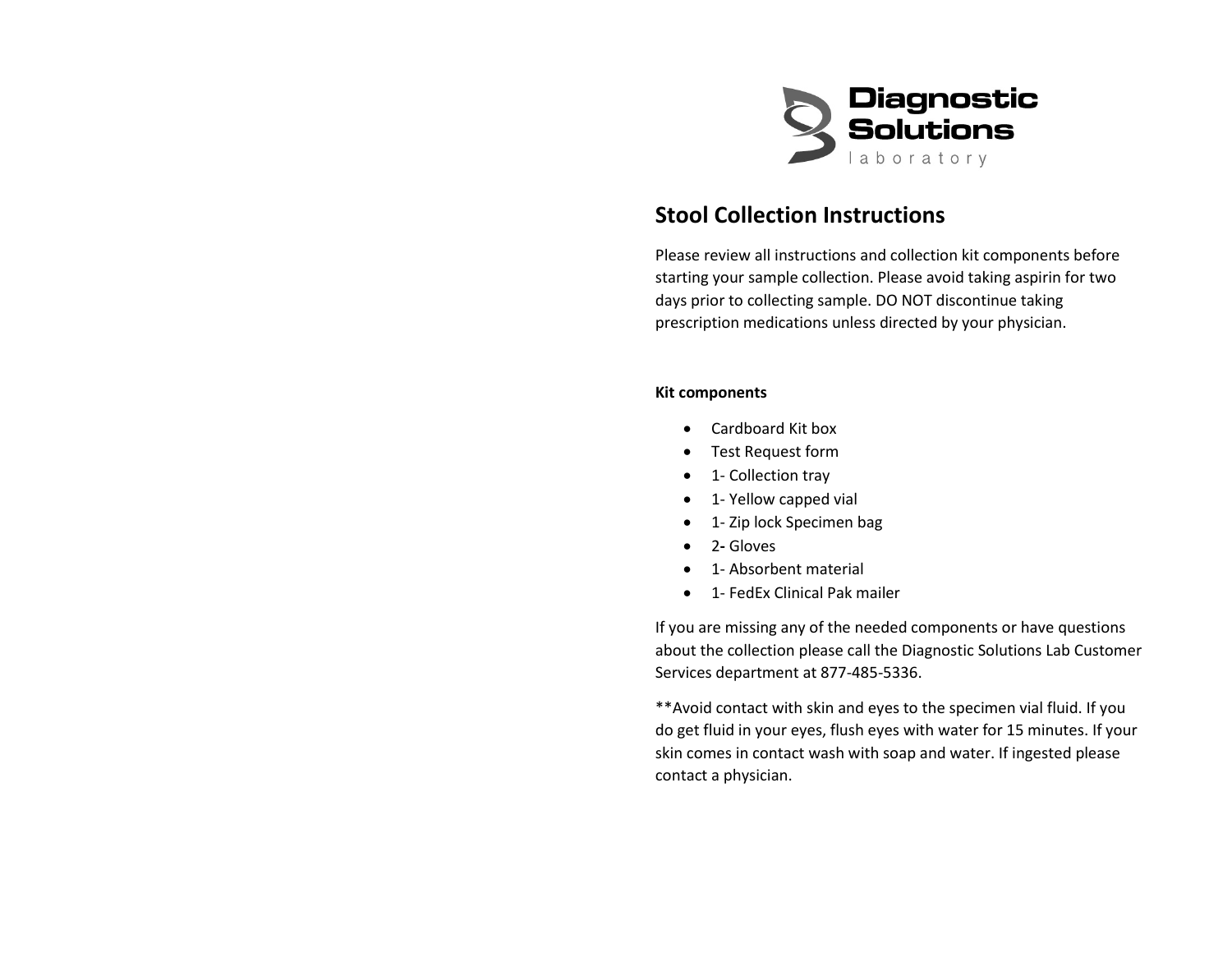Diagnostic Solutions laboratory

# Stool Collection Instructions

Please review all instructions and collection kit components before starting your sample collection. Please avoid taking aspirin for two days prior to collecting sample. DO NOT discontinue taking prescription medications unless directed by your physician.

**Kit components**

- Cardboard Kit box
- Test Request form
- 1- Collection tray
- 1- Yellow capped vial
- 1- Zip lock Specimen bag
- 2- Gloves
- 1- Absorbent material
- 1- FedEx Clinical Pak mailer

If you are missing any of the needed components or have questions about the collection please call the Diagnostic Solutions Lab Customer Services department at 877-485-5336.

**Avoid contact with skin and eyes to the specimen vial fluid. If you do get fluid in your eyes, flush eyes with water for 15 minutes. If your skin comes in contact wash with soap and water. If ingested please contact a physician.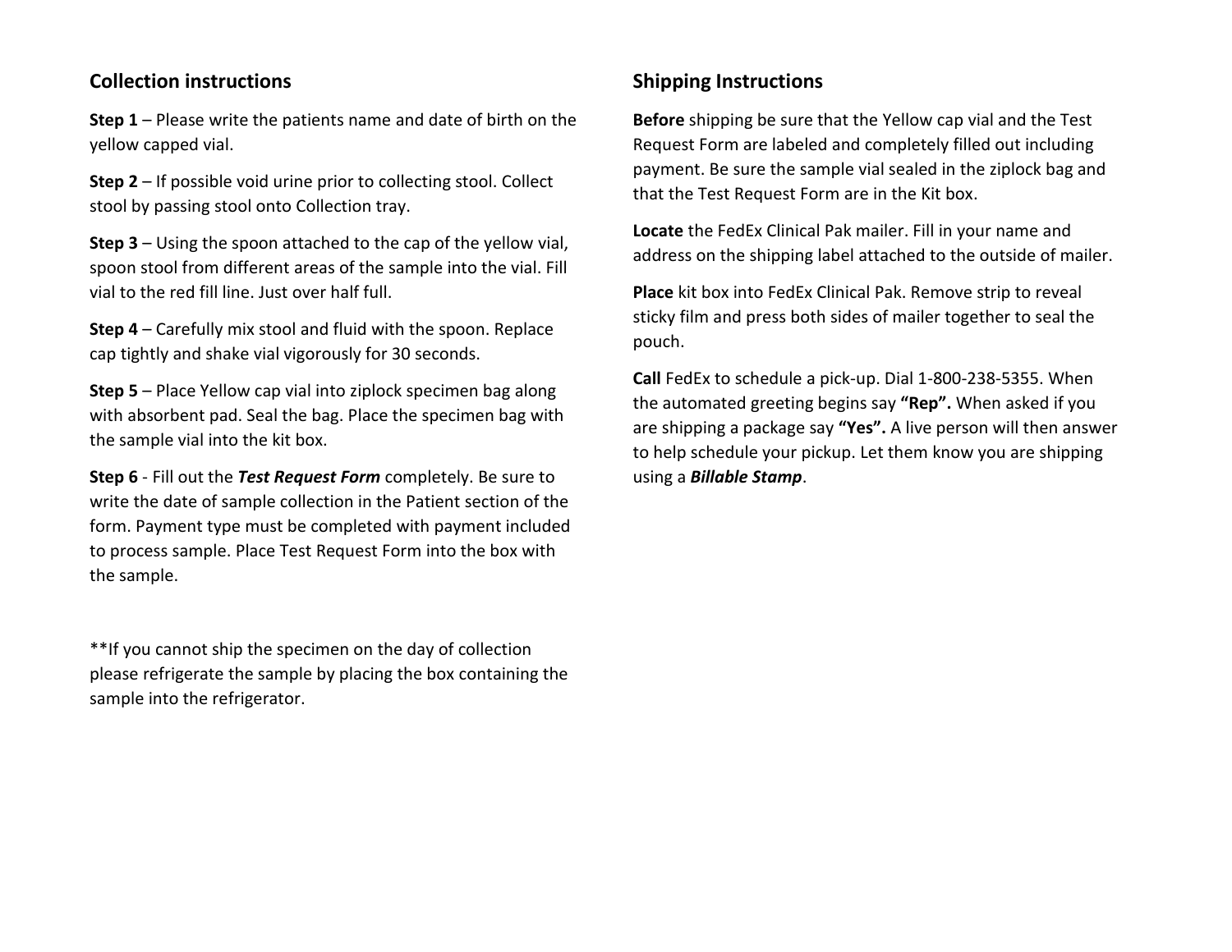## Collection instructions

**Step 1** – Please write the patients name and date of birth on the yellow capped vial.

**Step 2** – If possible void urine prior to collecting stool. Collect stool by passing stool onto Collection tray.

**Step 3** – Using the spoon attached to the cap of the yellow vial, spoon stool from different areas of the sample into the vial. Fill vial to the red fill line. Just over half full.

**Step 4** – Carefully mix stool and fluid with the spoon. Replace cap tightly and shake vial vigorously for 30 seconds.

**Step 5** – Place Yellow cap vial into ziplock specimen bag along with absorbent pad. Seal the bag. Place the specimen bag with the sample vial into the kit box.

**Step 6** - Fill out the ***Test Request Form*** completely. Be sure to write the date of sample collection in the Patient section of the form. Payment type must be completed with payment included to process sample. Place Test Request Form into the box with the sample.

**If you cannot ship the specimen on the day of collection please refrigerate the sample by placing the box containing the sample into the refrigerator.

## Shipping Instructions

**Before** shipping be sure that the Yellow cap vial and the Test Request Form are labeled and completely filled out including payment. Be sure the sample vial sealed in the ziplock bag and that the Test Request Form are in the Kit box.

**Locate** the FedEx Clinical Pak mailer. Fill in your name and address on the shipping label attached to the outside of mailer.

**Place** kit box into FedEx Clinical Pak. Remove strip to reveal sticky film and press both sides of mailer together to seal the pouch.

**Call** FedEx to schedule a pick-up. Dial 1-800-238-5355. When the automated greeting begins say **"Rep".** When asked if you are shipping a package say **"Yes".** A live person will then answer to help schedule your pickup. Let them know you are shipping using a ***Billable Stamp***.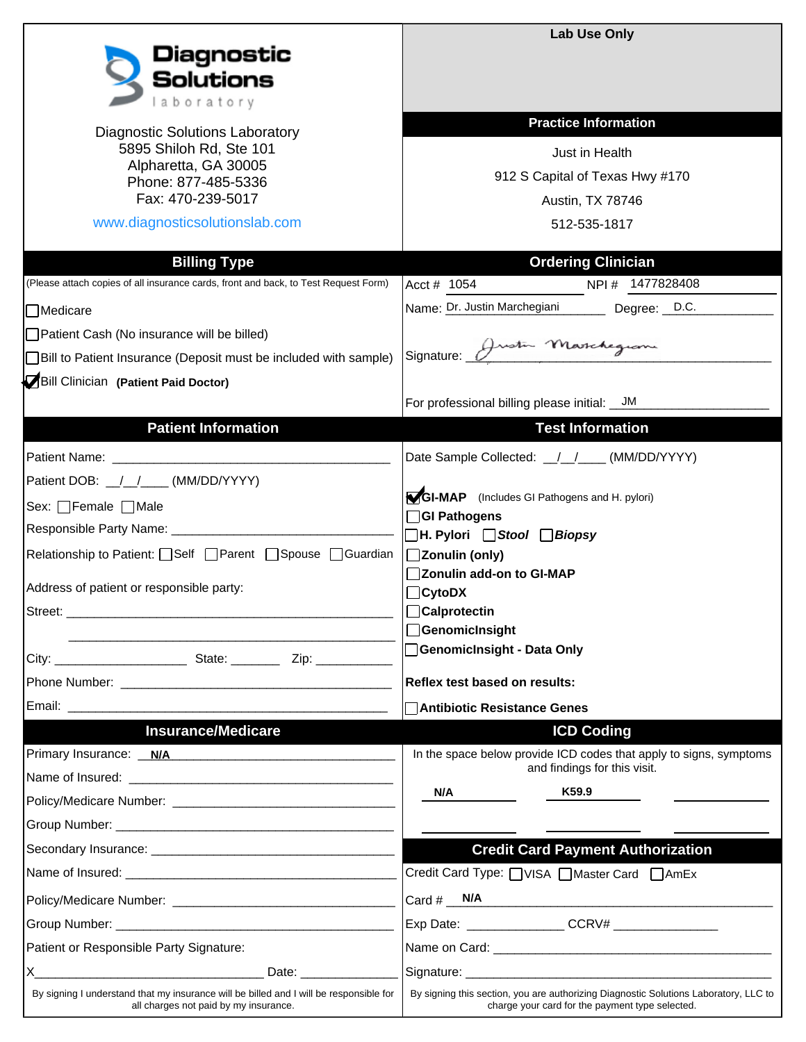**Diagnostic Solutions** laboratory

Diagnostic Solutions Laboratory
5895 Shiloh Rd, Ste 101
Alpharetta, GA 30005
Phone: 877-485-5336
Fax: 470-239-5017
www.diagnosticsolutionslab.com

## Lab Use Only

## Practice Information

Just in Health
912 S Capital of Texas Hwy #170
Austin, TX 78746
512-535-1817

## Billing Type

(Please attach copies of all insurance cards, front and back, to Test Request Form)

- ☐ Medicare
- ☐ Patient Cash (No insurance will be billed)
- ☐ Bill to Patient Insurance (Deposit must be included with sample)
- ☑ Bill Clinician **(Patient Paid Doctor)**

## Ordering Clinician

Acct # 1054 NPI # 1477828408

Name: Dr. Justin Marchegiani Degree: D.C.

Signature: Justin Marchegiani

For professional billing please initial: JM

## Patient Information

Patient Name: ______________________

Patient DOB: __/__/____ (MM/DD/YYYY)

Sex: ☐ Female ☐ Male

Responsible Party Name: ______________________

Relationship to Patient: ☐ Self ☐ Parent ☐ Spouse ☐ Guardian

Address of patient or responsible party:

Street: ______________________

City: __________ State: ______ Zip: ______

Phone Number: ______________________

Email: ______________________

## Test Information

Date Sample Collected: __/__/____ (MM/DD/YYYY)

- ☑ **GI-MAP** (Includes GI Pathogens and H. pylori)
- ☐ **GI Pathogens**
- ☐ **H. Pylori** ☐ ***Stool*** ☐ ***Biopsy***
- ☐ **Zonulin (only)**
- ☐ **Zonulin add-on to GI-MAP**
- ☐ **CytoDX**
- ☐ **Calprotectin**
- ☐ **GenomicInsight**
- ☐ **GenomicInsight - Data Only**

**Reflex test based on results:**

- ☐ **Antibiotic Resistance Genes**

## Insurance/Medicare

Primary Insurance: **N/A**

Name of Insured: ______________________

Policy/Medicare Number: ______________________

Group Number: ______________________

Secondary Insurance: ______________________

Name of Insured: ______________________

Policy/Medicare Number: ______________________

Group Number: ______________________

Patient or Responsible Party Signature:

X______________________ Date: __________

By signing I understand that my insurance will be billed and I will be responsible for all charges not paid by my insurance.

## ICD Coding

In the space below provide ICD codes that apply to signs, symptoms and findings for this visit.

**N/A** **K59.9**

## Credit Card Payment Authorization

Credit Card Type: ☐ VISA ☐ Master Card ☐ AmEx

Card # **N/A**

Exp Date: __________ CCRV# __________

Name on Card: ______________________

Signature: ______________________

By signing this section, you are authorizing Diagnostic Solutions Laboratory, LLC to charge your card for the payment type selected.